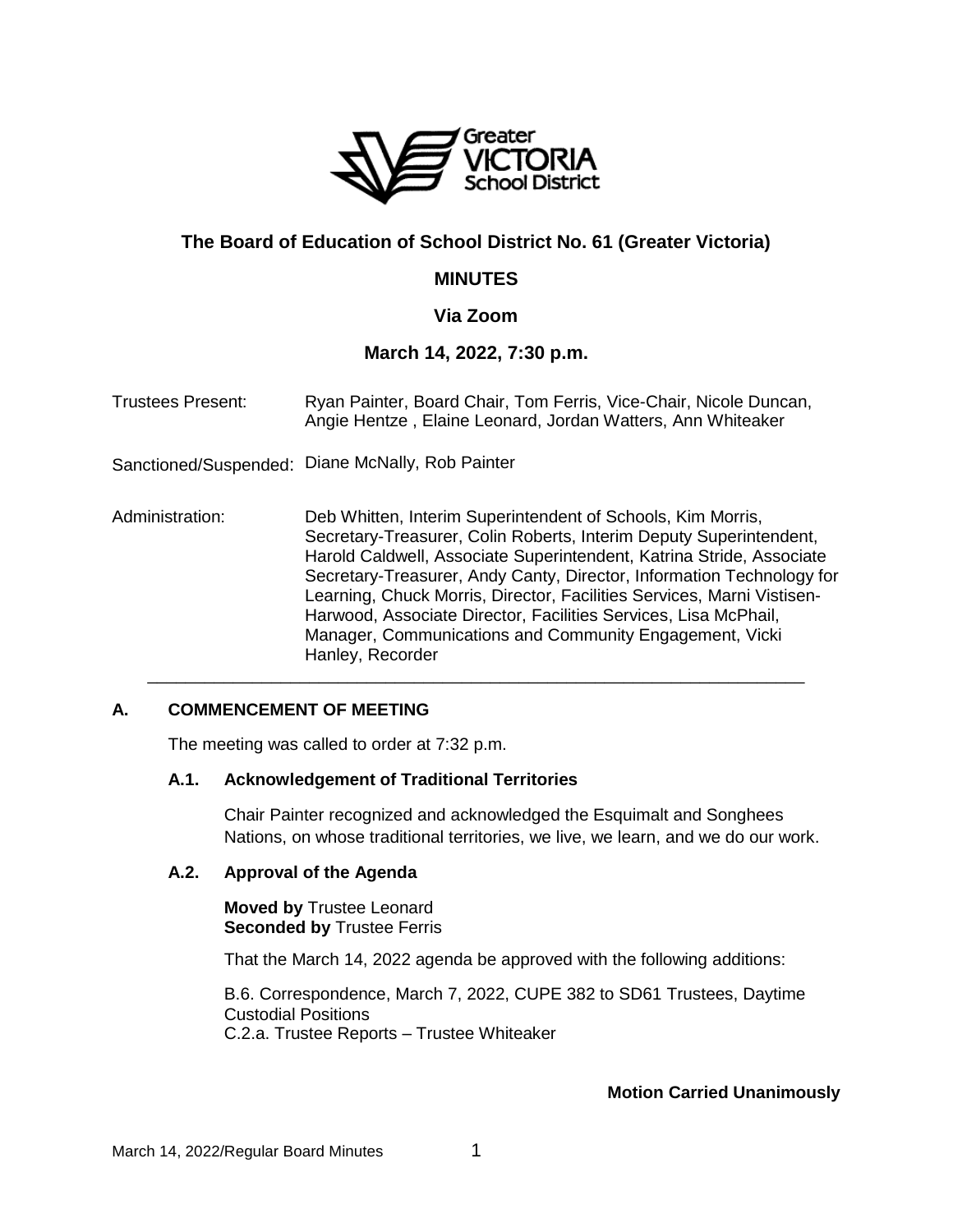# The Board of Education of School District No. 61 (Greater Victoria)

## MINUTES

### Via Zoom

### March 14, 2022, 7:30 p.m.

Trustees Present: Ryan Painter, Board Chair, Tom Ferris, Vice-Chair, Nicole Duncan, Angie Hentze , Elaine Leonard, Jordan Watters, Ann Whiteaker

Sanctioned/Suspended: Diane McNally, Rob Painter

Administration: Deb Whitten, Interim Superintendent of Schools, Kim Morris, Secretary-Treasurer, Colin Roberts, Interim Deputy Superintendent, Harold Caldwell, Associate Superintendent, Katrina Stride, Associate Secretary-Treasurer, Andy Canty, Director, Information Technology for Learning, Chuck Morris, Director, Facilities Services, Marni Vistisen-Harwood, Associate Director, Facilities Services, Lisa McPhail, Manager, Communications and Community Engagement, Vicki Hanley, Recorder

---

## A. COMMENCEMENT OF MEETING

The meeting was called to order at 7:32 p.m.

### A.1. Acknowledgement of Traditional Territories

Chair Painter recognized and acknowledged the Esquimalt and Songhees Nations, on whose traditional territories, we live, we learn, and we do our work.

### A.2. Approval of the Agenda

**Moved by** Trustee Leonard
**Seconded by** Trustee Ferris

That the March 14, 2022 agenda be approved with the following additions:

B.6. Correspondence, March 7, 2022, CUPE 382 to SD61 Trustees, Daytime Custodial Positions
C.2.a. Trustee Reports – Trustee Whiteaker

**Motion Carried Unanimously**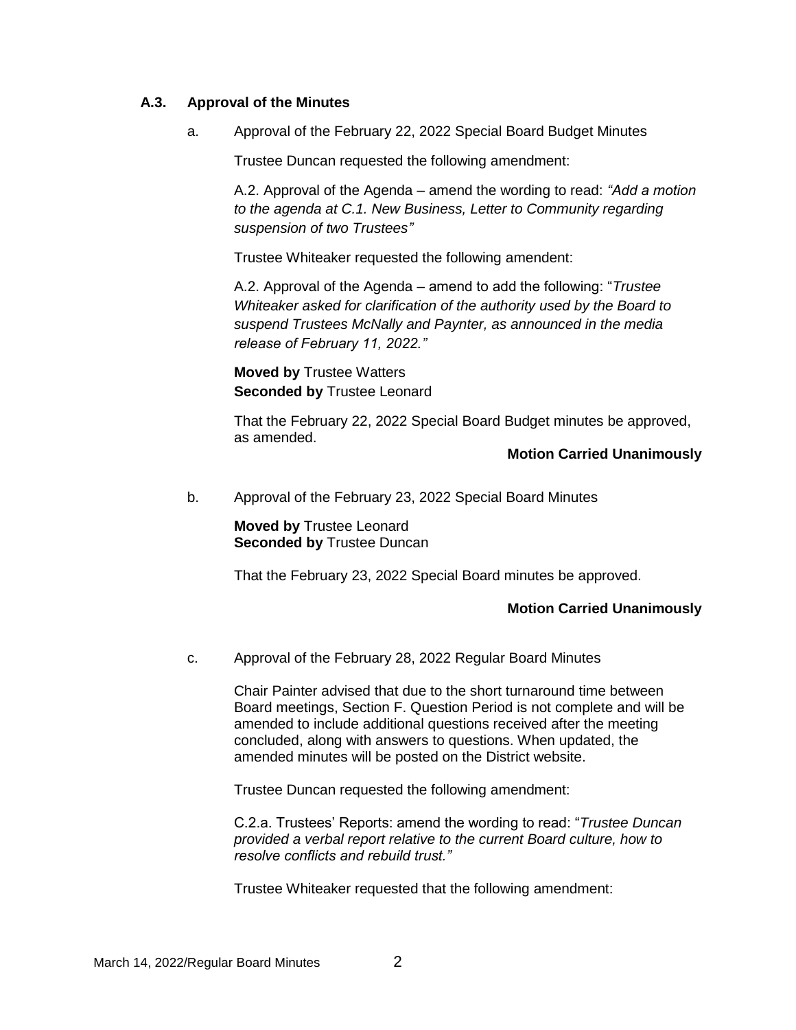### A.3. Approval of the Minutes

a. Approval of the February 22, 2022 Special Board Budget Minutes

Trustee Duncan requested the following amendment:

A.2. Approval of the Agenda – amend the wording to read: *"Add a motion to the agenda at C.1. New Business, Letter to Community regarding suspension of two Trustees"*

Trustee Whiteaker requested the following amendent:

A.2. Approval of the Agenda – amend to add the following: "*Trustee Whiteaker asked for clarification of the authority used by the Board to suspend Trustees McNally and Paynter, as announced in the media release of February 11, 2022."*

**Moved by** Trustee Watters
**Seconded by** Trustee Leonard

That the February 22, 2022 Special Board Budget minutes be approved, as amended.

**Motion Carried Unanimously**

b. Approval of the February 23, 2022 Special Board Minutes

**Moved by** Trustee Leonard
**Seconded by** Trustee Duncan

That the February 23, 2022 Special Board minutes be approved.

**Motion Carried Unanimously**

c. Approval of the February 28, 2022 Regular Board Minutes

Chair Painter advised that due to the short turnaround time between Board meetings, Section F. Question Period is not complete and will be amended to include additional questions received after the meeting concluded, along with answers to questions. When updated, the amended minutes will be posted on the District website.

Trustee Duncan requested the following amendment:

C.2.a. Trustees' Reports: amend the wording to read: "*Trustee Duncan provided a verbal report relative to the current Board culture, how to resolve conflicts and rebuild trust."*

Trustee Whiteaker requested that the following amendment: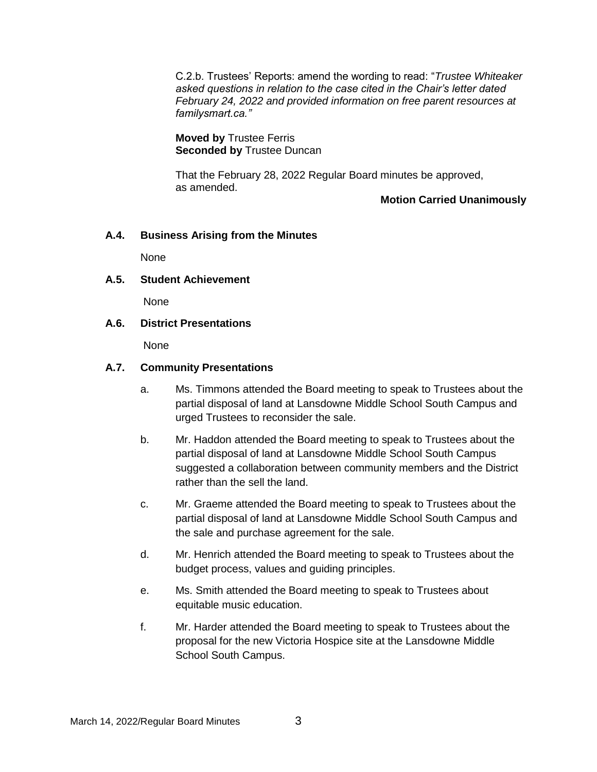C.2.b. Trustees' Reports: amend the wording to read: "*Trustee Whiteaker asked questions in relation to the case cited in the Chair's letter dated February 24, 2022 and provided information on free parent resources at familysmart.ca.*"

**Moved by** Trustee Ferris
**Seconded by** Trustee Duncan

That the February 28, 2022 Regular Board minutes be approved, as amended.

**Motion Carried Unanimously**

### A.4. Business Arising from the Minutes

None

### A.5. Student Achievement

None

### A.6. District Presentations

None

### A.7. Community Presentations

a. Ms. Timmons attended the Board meeting to speak to Trustees about the partial disposal of land at Lansdowne Middle School South Campus and urged Trustees to reconsider the sale.

b. Mr. Haddon attended the Board meeting to speak to Trustees about the partial disposal of land at Lansdowne Middle School South Campus suggested a collaboration between community members and the District rather than the sell the land.

c. Mr. Graeme attended the Board meeting to speak to Trustees about the partial disposal of land at Lansdowne Middle School South Campus and the sale and purchase agreement for the sale.

d. Mr. Henrich attended the Board meeting to speak to Trustees about the budget process, values and guiding principles.

e. Ms. Smith attended the Board meeting to speak to Trustees about equitable music education.

f. Mr. Harder attended the Board meeting to speak to Trustees about the proposal for the new Victoria Hospice site at the Lansdowne Middle School South Campus.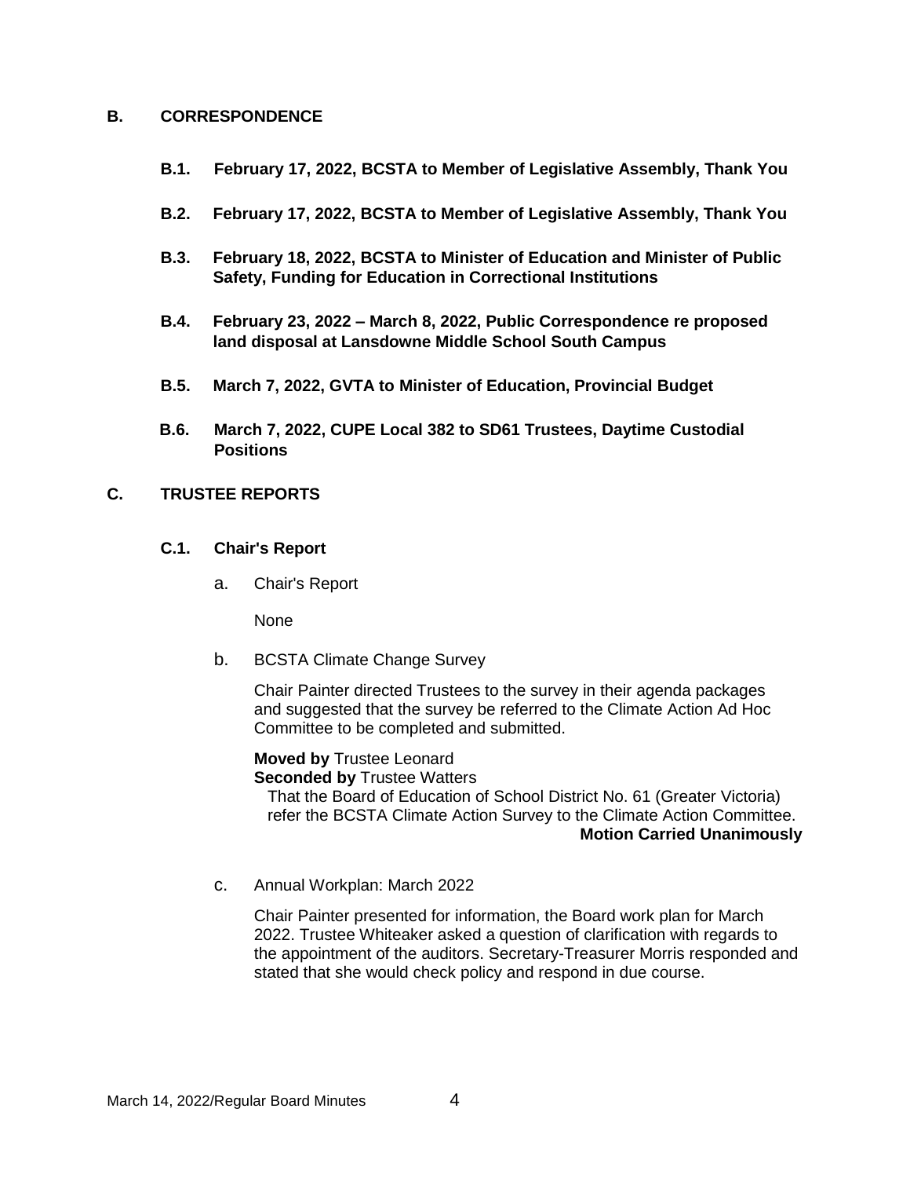## B. CORRESPONDENCE

**B.1. February 17, 2022, BCSTA to Member of Legislative Assembly, Thank You**

**B.2. February 17, 2022, BCSTA to Member of Legislative Assembly, Thank You**

**B.3. February 18, 2022, BCSTA to Minister of Education and Minister of Public Safety, Funding for Education in Correctional Institutions**

**B.4. February 23, 2022 – March 8, 2022, Public Correspondence re proposed land disposal at Lansdowne Middle School South Campus**

**B.5. March 7, 2022, GVTA to Minister of Education, Provincial Budget**

**B.6. March 7, 2022, CUPE Local 382 to SD61 Trustees, Daytime Custodial Positions**

## C. TRUSTEE REPORTS

### C.1. Chair's Report

a. Chair's Report

None

b. BCSTA Climate Change Survey

Chair Painter directed Trustees to the survey in their agenda packages and suggested that the survey be referred to the Climate Action Ad Hoc Committee to be completed and submitted.

**Moved by** Trustee Leonard
**Seconded by** Trustee Watters
That the Board of Education of School District No. 61 (Greater Victoria) refer the BCSTA Climate Action Survey to the Climate Action Committee.
**Motion Carried Unanimously**

c. Annual Workplan: March 2022

Chair Painter presented for information, the Board work plan for March 2022. Trustee Whiteaker asked a question of clarification with regards to the appointment of the auditors. Secretary-Treasurer Morris responded and stated that she would check policy and respond in due course.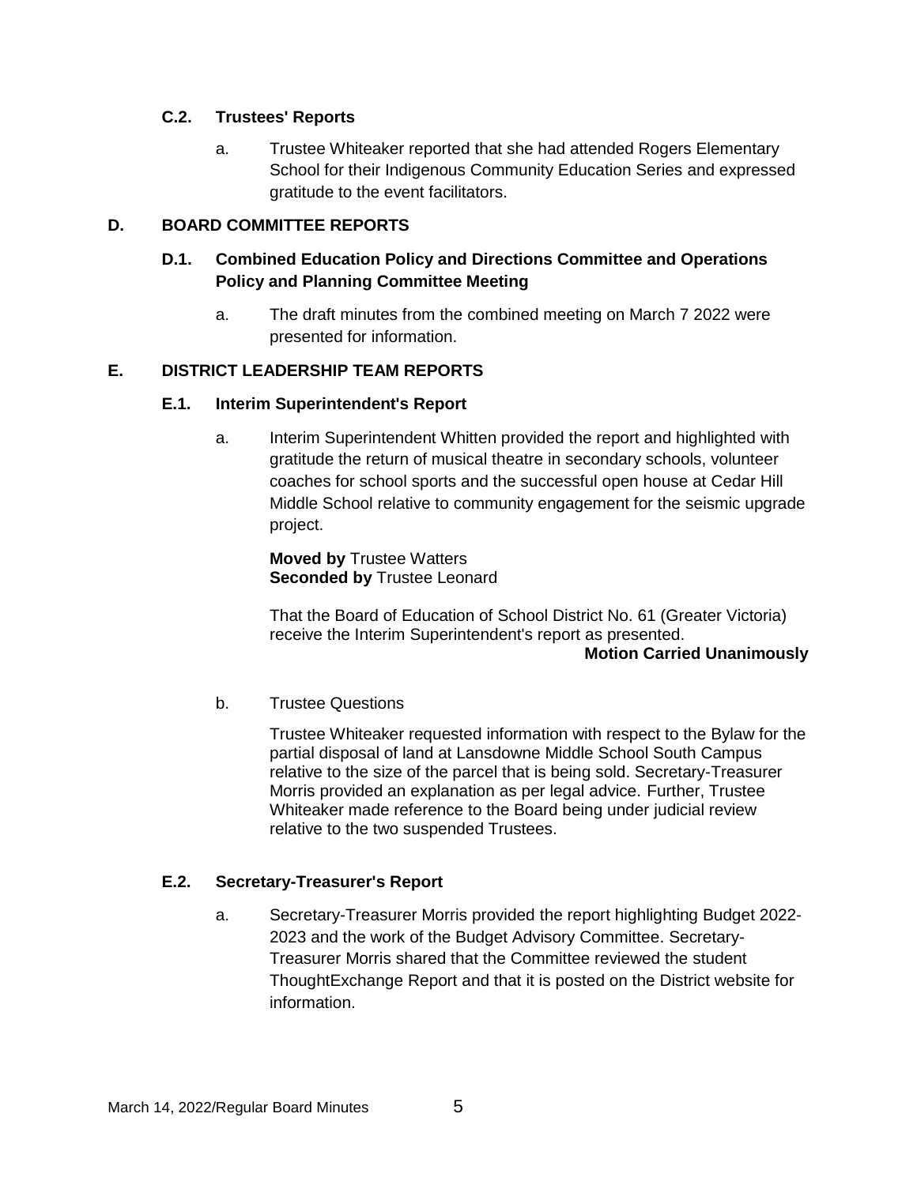### C.2. Trustees' Reports

a. Trustee Whiteaker reported that she had attended Rogers Elementary School for their Indigenous Community Education Series and expressed gratitude to the event facilitators.

## D. BOARD COMMITTEE REPORTS

### D.1. Combined Education Policy and Directions Committee and Operations Policy and Planning Committee Meeting

a. The draft minutes from the combined meeting on March 7 2022 were presented for information.

## E. DISTRICT LEADERSHIP TEAM REPORTS

### E.1. Interim Superintendent's Report

a. Interim Superintendent Whitten provided the report and highlighted with gratitude the return of musical theatre in secondary schools, volunteer coaches for school sports and the successful open house at Cedar Hill Middle School relative to community engagement for the seismic upgrade project.

**Moved by** Trustee Watters
**Seconded by** Trustee Leonard

That the Board of Education of School District No. 61 (Greater Victoria) receive the Interim Superintendent's report as presented.

**Motion Carried Unanimously**

b. Trustee Questions

Trustee Whiteaker requested information with respect to the Bylaw for the partial disposal of land at Lansdowne Middle School South Campus relative to the size of the parcel that is being sold. Secretary-Treasurer Morris provided an explanation as per legal advice. Further, Trustee Whiteaker made reference to the Board being under judicial review relative to the two suspended Trustees.

### E.2. Secretary-Treasurer's Report

a. Secretary-Treasurer Morris provided the report highlighting Budget 2022-2023 and the work of the Budget Advisory Committee. Secretary-Treasurer Morris shared that the Committee reviewed the student ThoughtExchange Report and that it is posted on the District website for information.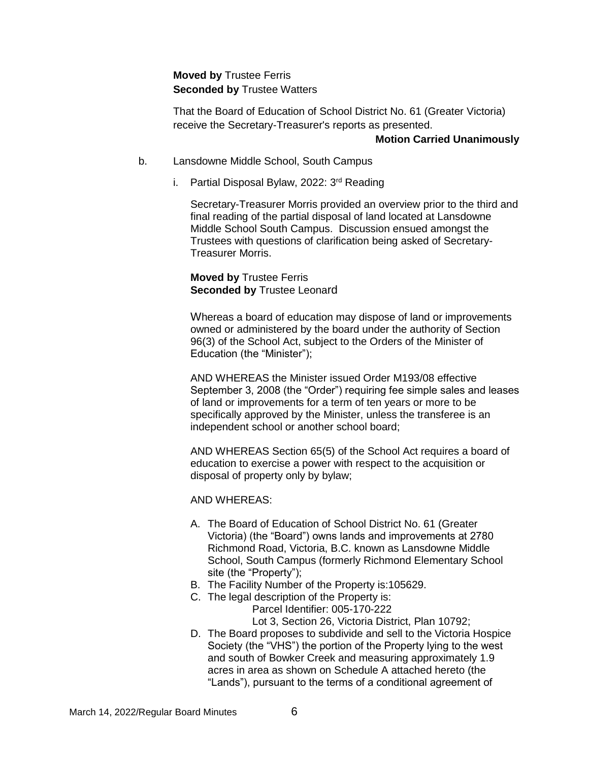**Moved by** Trustee Ferris
**Seconded by** Trustee Watters

That the Board of Education of School District No. 61 (Greater Victoria) receive the Secretary-Treasurer's reports as presented.

**Motion Carried Unanimously**

b. Lansdowne Middle School, South Campus

i. Partial Disposal Bylaw, 2022: 3rd Reading

Secretary-Treasurer Morris provided an overview prior to the third and final reading of the partial disposal of land located at Lansdowne Middle School South Campus. Discussion ensued amongst the Trustees with questions of clarification being asked of Secretary-Treasurer Morris.

**Moved by** Trustee Ferris
**Seconded by** Trustee Leonard

Whereas a board of education may dispose of land or improvements owned or administered by the board under the authority of Section 96(3) of the School Act, subject to the Orders of the Minister of Education (the "Minister");

AND WHEREAS the Minister issued Order M193/08 effective September 3, 2008 (the "Order") requiring fee simple sales and leases of land or improvements for a term of ten years or more to be specifically approved by the Minister, unless the transferee is an independent school or another school board;

AND WHEREAS Section 65(5) of the School Act requires a board of education to exercise a power with respect to the acquisition or disposal of property only by bylaw;

AND WHEREAS:

A. The Board of Education of School District No. 61 (Greater Victoria) (the "Board") owns lands and improvements at 2780 Richmond Road, Victoria, B.C. known as Lansdowne Middle School, South Campus (formerly Richmond Elementary School site (the "Property");
B. The Facility Number of the Property is:105629.
C. The legal description of the Property is:
   Parcel Identifier: 005-170-222
   Lot 3, Section 26, Victoria District, Plan 10792;
D. The Board proposes to subdivide and sell to the Victoria Hospice Society (the "VHS") the portion of the Property lying to the west and south of Bowker Creek and measuring approximately 1.9 acres in area as shown on Schedule A attached hereto (the "Lands"), pursuant to the terms of a conditional agreement of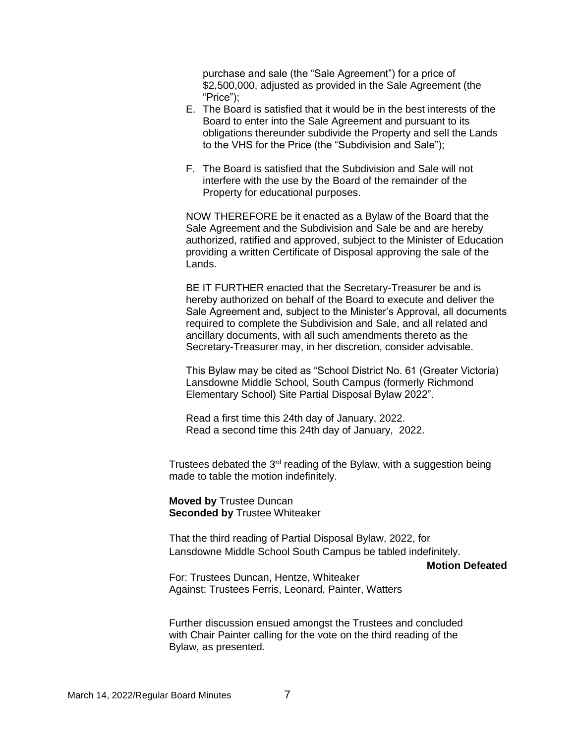purchase and sale (the "Sale Agreement") for a price of $2,500,000, adjusted as provided in the Sale Agreement (the "Price");

E. The Board is satisfied that it would be in the best interests of the Board to enter into the Sale Agreement and pursuant to its obligations thereunder subdivide the Property and sell the Lands to the VHS for the Price (the "Subdivision and Sale");

F. The Board is satisfied that the Subdivision and Sale will not interfere with the use by the Board of the remainder of the Property for educational purposes.

NOW THEREFORE be it enacted as a Bylaw of the Board that the Sale Agreement and the Subdivision and Sale be and are hereby authorized, ratified and approved, subject to the Minister of Education providing a written Certificate of Disposal approving the sale of the Lands.

BE IT FURTHER enacted that the Secretary-Treasurer be and is hereby authorized on behalf of the Board to execute and deliver the Sale Agreement and, subject to the Minister's Approval, all documents required to complete the Subdivision and Sale, and all related and ancillary documents, with all such amendments thereto as the Secretary-Treasurer may, in her discretion, consider advisable.

This Bylaw may be cited as "School District No. 61 (Greater Victoria) Lansdowne Middle School, South Campus (formerly Richmond Elementary School) Site Partial Disposal Bylaw 2022".

Read a first time this 24th day of January, 2022.
Read a second time this 24th day of January, 2022.

Trustees debated the 3rd reading of the Bylaw, with a suggestion being made to table the motion indefinitely.

**Moved by** Trustee Duncan
**Seconded by** Trustee Whiteaker

That the third reading of Partial Disposal Bylaw, 2022, for Lansdowne Middle School South Campus be tabled indefinitely.

**Motion Defeated**

For: Trustees Duncan, Hentze, Whiteaker
Against: Trustees Ferris, Leonard, Painter, Watters

Further discussion ensued amongst the Trustees and concluded with Chair Painter calling for the vote on the third reading of the Bylaw, as presented.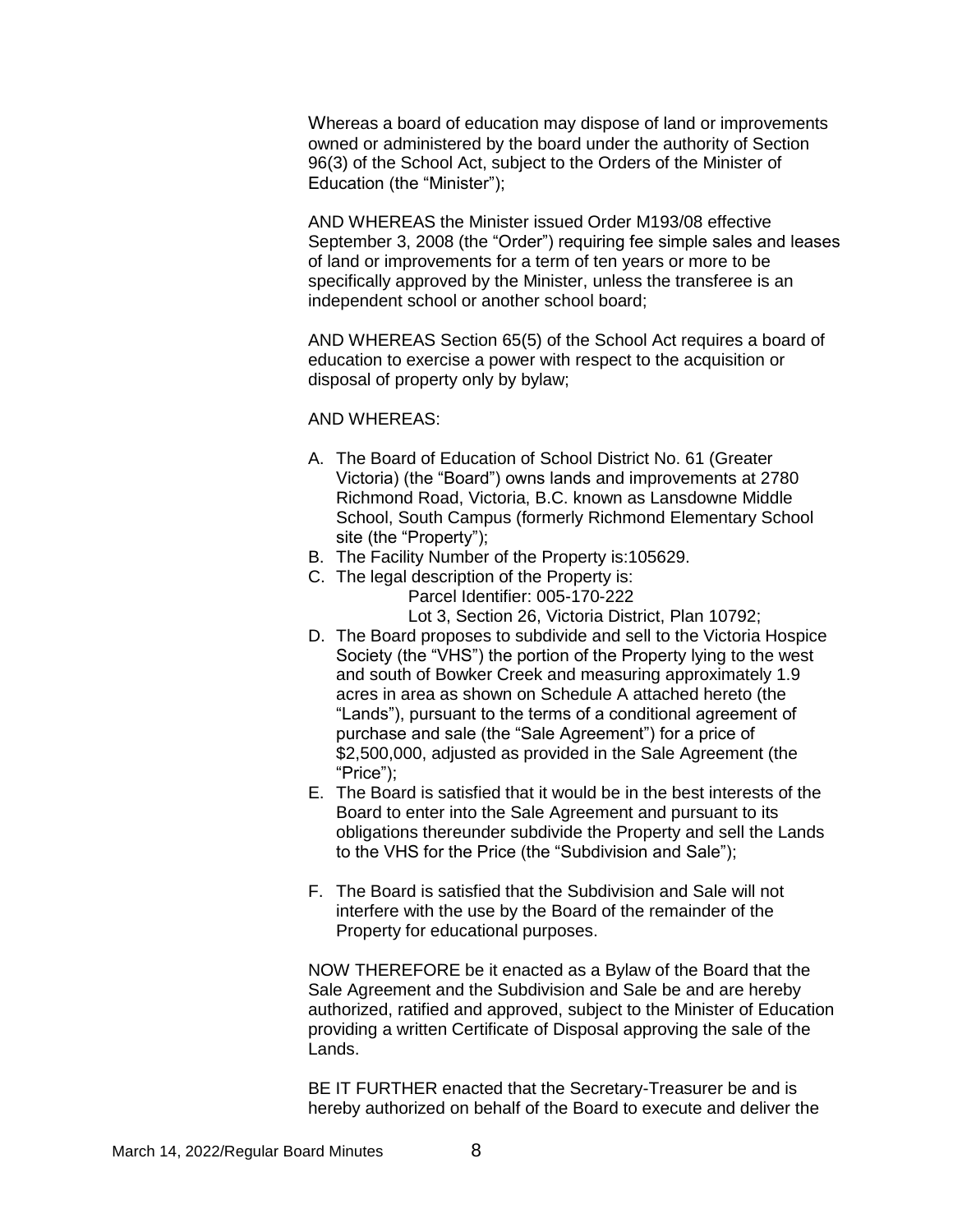Whereas a board of education may dispose of land or improvements owned or administered by the board under the authority of Section 96(3) of the School Act, subject to the Orders of the Minister of Education (the "Minister");

AND WHEREAS the Minister issued Order M193/08 effective September 3, 2008 (the "Order") requiring fee simple sales and leases of land or improvements for a term of ten years or more to be specifically approved by the Minister, unless the transferee is an independent school or another school board;

AND WHEREAS Section 65(5) of the School Act requires a board of education to exercise a power with respect to the acquisition or disposal of property only by bylaw;

AND WHEREAS:

A. The Board of Education of School District No. 61 (Greater Victoria) (the "Board") owns lands and improvements at 2780 Richmond Road, Victoria, B.C. known as Lansdowne Middle School, South Campus (formerly Richmond Elementary School site (the "Property");
B. The Facility Number of the Property is:105629.
C. The legal description of the Property is:
   Parcel Identifier: 005-170-222
   Lot 3, Section 26, Victoria District, Plan 10792;
D. The Board proposes to subdivide and sell to the Victoria Hospice Society (the "VHS") the portion of the Property lying to the west and south of Bowker Creek and measuring approximately 1.9 acres in area as shown on Schedule A attached hereto (the "Lands"), pursuant to the terms of a conditional agreement of purchase and sale (the "Sale Agreement") for a price of $2,500,000, adjusted as provided in the Sale Agreement (the "Price");
E. The Board is satisfied that it would be in the best interests of the Board to enter into the Sale Agreement and pursuant to its obligations thereunder subdivide the Property and sell the Lands to the VHS for the Price (the "Subdivision and Sale");
F. The Board is satisfied that the Subdivision and Sale will not interfere with the use by the Board of the remainder of the Property for educational purposes.

NOW THEREFORE be it enacted as a Bylaw of the Board that the Sale Agreement and the Subdivision and Sale be and are hereby authorized, ratified and approved, subject to the Minister of Education providing a written Certificate of Disposal approving the sale of the Lands.

BE IT FURTHER enacted that the Secretary-Treasurer be and is hereby authorized on behalf of the Board to execute and deliver the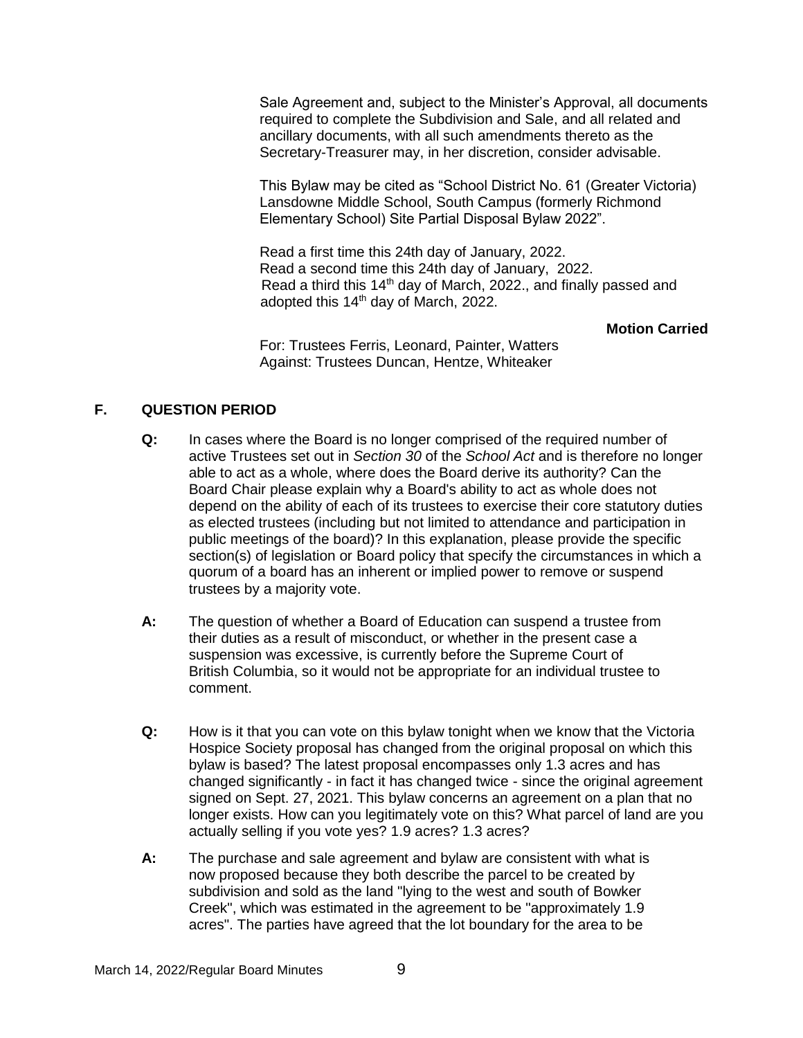Sale Agreement and, subject to the Minister's Approval, all documents required to complete the Subdivision and Sale, and all related and ancillary documents, with all such amendments thereto as the Secretary-Treasurer may, in her discretion, consider advisable.

This Bylaw may be cited as "School District No. 61 (Greater Victoria) Lansdowne Middle School, South Campus (formerly Richmond Elementary School) Site Partial Disposal Bylaw 2022".

Read a first time this 24th day of January, 2022.
Read a second time this 24th day of January, 2022.
Read a third this 14th day of March, 2022., and finally passed and adopted this 14th day of March, 2022.

**Motion Carried**

For: Trustees Ferris, Leonard, Painter, Watters
Against: Trustees Duncan, Hentze, Whiteaker

## F. QUESTION PERIOD

**Q:** In cases where the Board is no longer comprised of the required number of active Trustees set out in *Section 30* of the *School Act* and is therefore no longer able to act as a whole, where does the Board derive its authority? Can the Board Chair please explain why a Board's ability to act as whole does not depend on the ability of each of its trustees to exercise their core statutory duties as elected trustees (including but not limited to attendance and participation in public meetings of the board)? In this explanation, please provide the specific section(s) of legislation or Board policy that specify the circumstances in which a quorum of a board has an inherent or implied power to remove or suspend trustees by a majority vote.

**A:** The question of whether a Board of Education can suspend a trustee from their duties as a result of misconduct, or whether in the present case a suspension was excessive, is currently before the Supreme Court of British Columbia, so it would not be appropriate for an individual trustee to comment.

**Q:** How is it that you can vote on this bylaw tonight when we know that the Victoria Hospice Society proposal has changed from the original proposal on which this bylaw is based? The latest proposal encompasses only 1.3 acres and has changed significantly - in fact it has changed twice - since the original agreement signed on Sept. 27, 2021. This bylaw concerns an agreement on a plan that no longer exists. How can you legitimately vote on this? What parcel of land are you actually selling if you vote yes? 1.9 acres? 1.3 acres?

**A:** The purchase and sale agreement and bylaw are consistent with what is now proposed because they both describe the parcel to be created by subdivision and sold as the land "lying to the west and south of Bowker Creek", which was estimated in the agreement to be "approximately 1.9 acres". The parties have agreed that the lot boundary for the area to be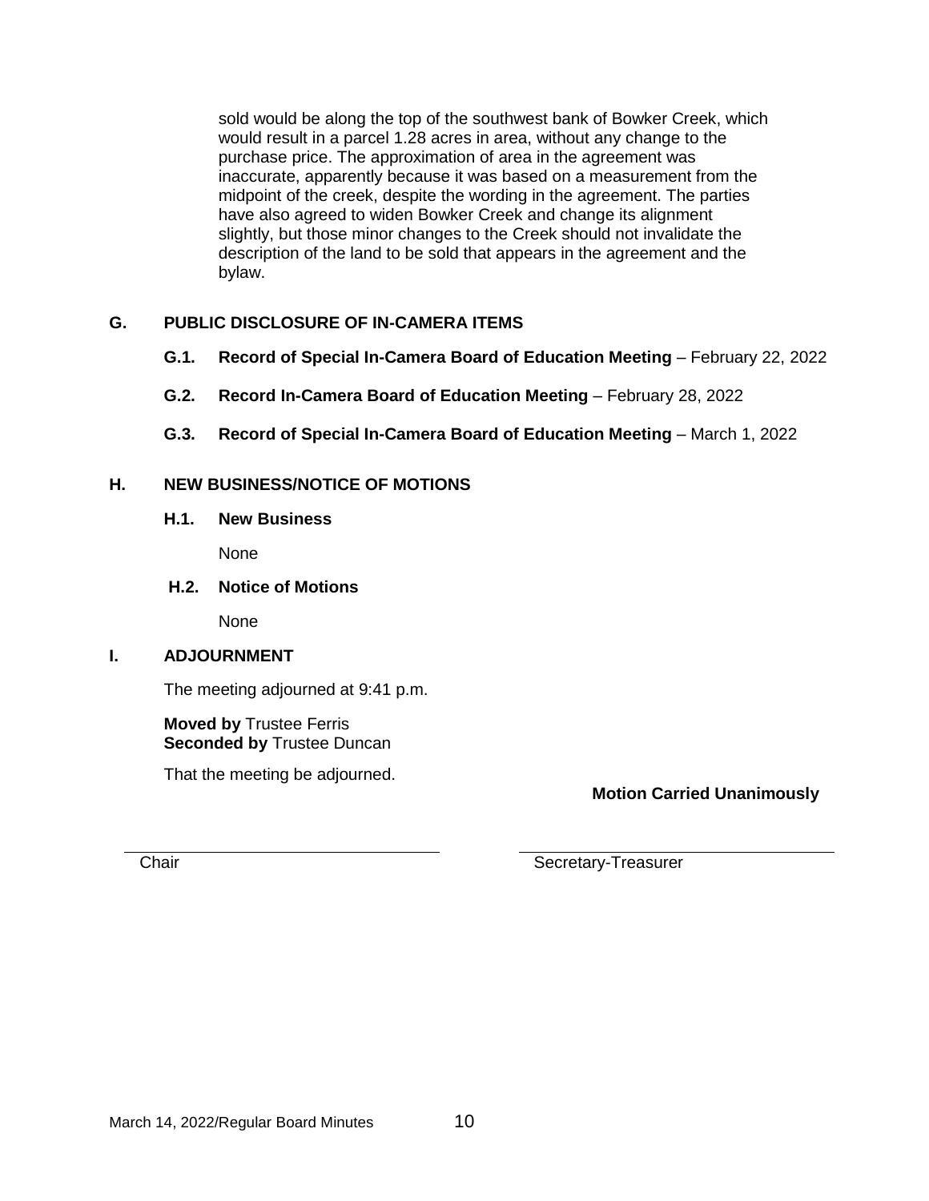sold would be along the top of the southwest bank of Bowker Creek, which would result in a parcel 1.28 acres in area, without any change to the purchase price. The approximation of area in the agreement was inaccurate, apparently because it was based on a measurement from the midpoint of the creek, despite the wording in the agreement. The parties have also agreed to widen Bowker Creek and change its alignment slightly, but those minor changes to the Creek should not invalidate the description of the land to be sold that appears in the agreement and the bylaw.

## G. PUBLIC DISCLOSURE OF IN-CAMERA ITEMS

**G.1. Record of Special In-Camera Board of Education Meeting** – February 22, 2022

**G.2. Record In-Camera Board of Education Meeting** – February 28, 2022

**G.3. Record of Special In-Camera Board of Education Meeting** – March 1, 2022

## H. NEW BUSINESS/NOTICE OF MOTIONS

**H.1. New Business**

None

**H.2. Notice of Motions**

None

## I. ADJOURNMENT

The meeting adjourned at 9:41 p.m.

**Moved by** Trustee Ferris
**Seconded by** Trustee Duncan

That the meeting be adjourned.

**Motion Carried Unanimously**

Chair

Secretary-Treasurer